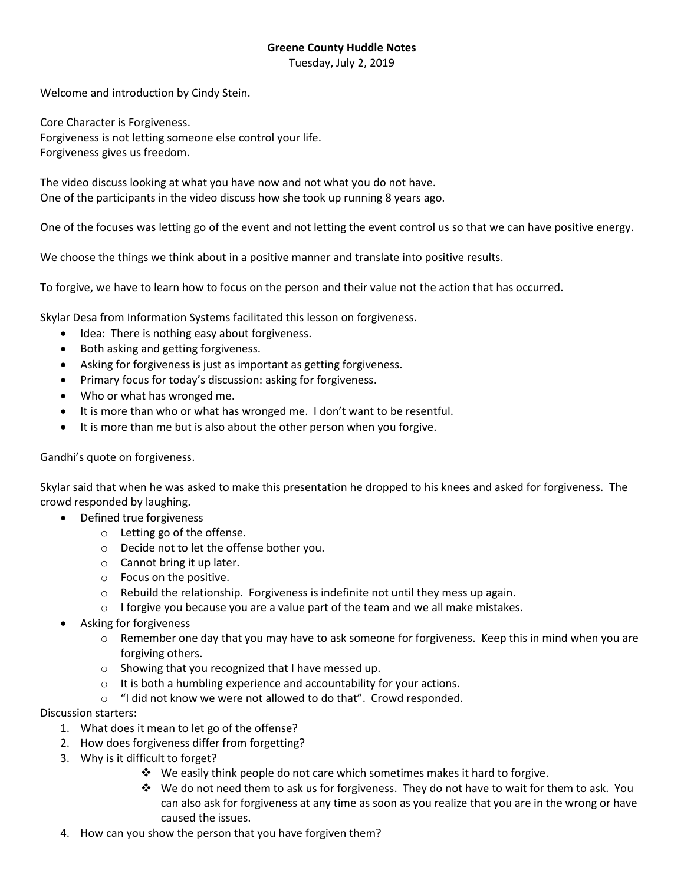**Greene County Huddle Notes**

Tuesday, July 2, 2019

Welcome and introduction by Cindy Stein.

Core Character is Forgiveness.
Forgiveness is not letting someone else control your life.
Forgiveness gives us freedom.

The video discuss looking at what you have now and not what you do not have.
One of the participants in the video discuss how she took up running 8 years ago.

One of the focuses was letting go of the event and not letting the event control us so that we can have positive energy.

We choose the things we think about in a positive manner and translate into positive results.

To forgive, we have to learn how to focus on the person and their value not the action that has occurred.

Skylar Desa from Information Systems facilitated this lesson on forgiveness.

- Idea: There is nothing easy about forgiveness.
- Both asking and getting forgiveness.
- Asking for forgiveness is just as important as getting forgiveness.
- Primary focus for today's discussion: asking for forgiveness.
- Who or what has wronged me.
- It is more than who or what has wronged me. I don't want to be resentful.
- It is more than me but is also about the other person when you forgive.

Gandhi's quote on forgiveness.

Skylar said that when he was asked to make this presentation he dropped to his knees and asked for forgiveness. The crowd responded by laughing.

- Defined true forgiveness
  - Letting go of the offense.
  - Decide not to let the offense bother you.
  - Cannot bring it up later.
  - Focus on the positive.
  - Rebuild the relationship. Forgiveness is indefinite not until they mess up again.
  - I forgive you because you are a value part of the team and we all make mistakes.
- Asking for forgiveness
  - Remember one day that you may have to ask someone for forgiveness. Keep this in mind when you are forgiving others.
  - Showing that you recognized that I have messed up.
  - It is both a humbling experience and accountability for your actions.
  - "I did not know we were not allowed to do that". Crowd responded.

Discussion starters:

1. What does it mean to let go of the offense?
2. How does forgiveness differ from forgetting?
3. Why is it difficult to forget?
   - We easily think people do not care which sometimes makes it hard to forgive.
   - We do not need them to ask us for forgiveness. They do not have to wait for them to ask. You can also ask for forgiveness at any time as soon as you realize that you are in the wrong or have caused the issues.
4. How can you show the person that you have forgiven them?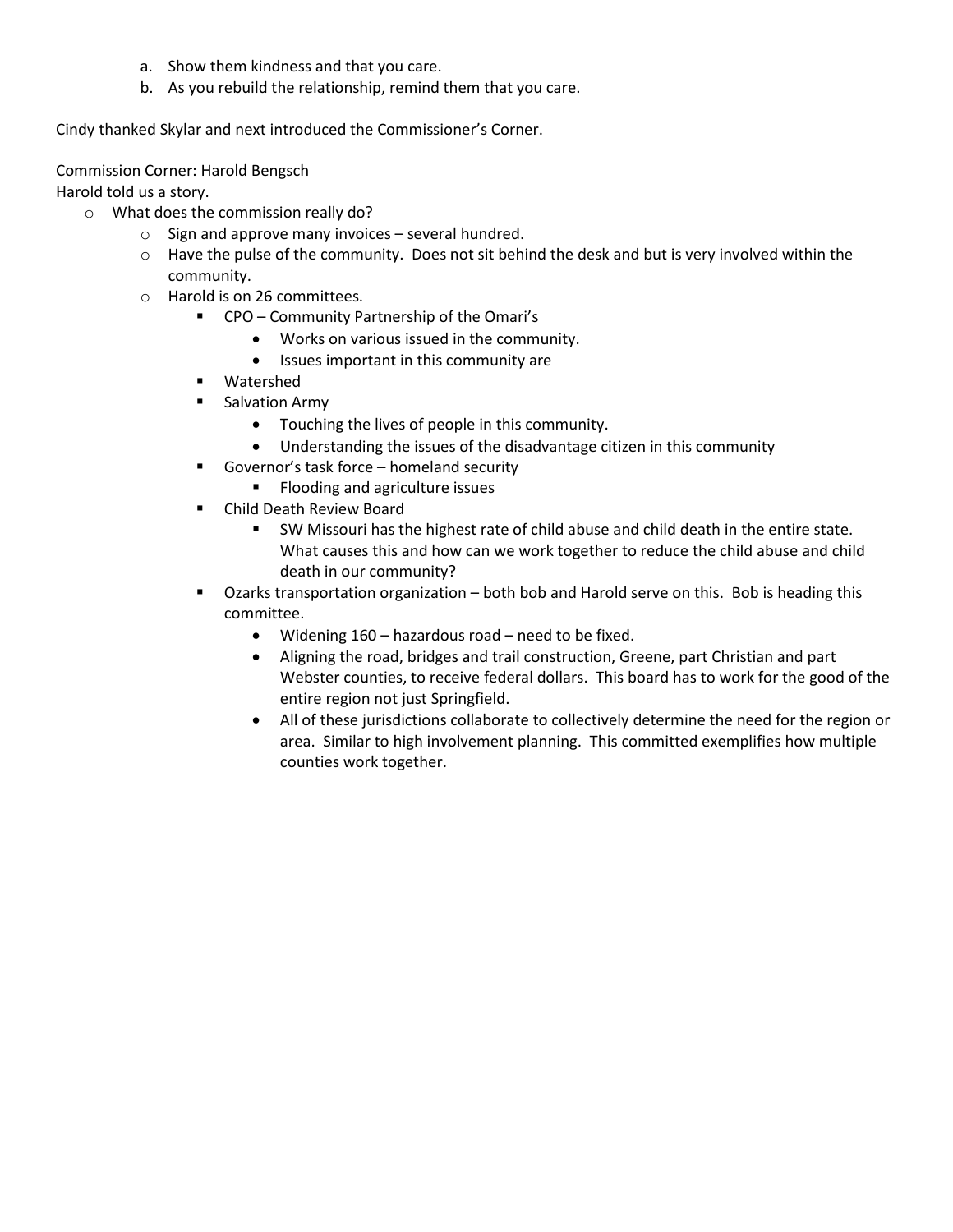a. Show them kindness and that you care.
b. As you rebuild the relationship, remind them that you care.

Cindy thanked Skylar and next introduced the Commissioner's Corner.

Commission Corner: Harold Bengsch
Harold told us a story.

- What does the commission really do?
  - Sign and approve many invoices – several hundred.
  - Have the pulse of the community. Does not sit behind the desk and but is very involved within the community.
  - Harold is on 26 committees.
    - CPO – Community Partnership of the Omari's
      - Works on various issued in the community.
      - Issues important in this community are
    - Watershed
    - Salvation Army
      - Touching the lives of people in this community.
      - Understanding the issues of the disadvantage citizen in this community
    - Governor's task force – homeland security
      - Flooding and agriculture issues
    - Child Death Review Board
      - SW Missouri has the highest rate of child abuse and child death in the entire state. What causes this and how can we work together to reduce the child abuse and child death in our community?
    - Ozarks transportation organization – both bob and Harold serve on this. Bob is heading this committee.
      - Widening 160 – hazardous road – need to be fixed.
      - Aligning the road, bridges and trail construction, Greene, part Christian and part Webster counties, to receive federal dollars. This board has to work for the good of the entire region not just Springfield.
      - All of these jurisdictions collaborate to collectively determine the need for the region or area. Similar to high involvement planning. This committed exemplifies how multiple counties work together.